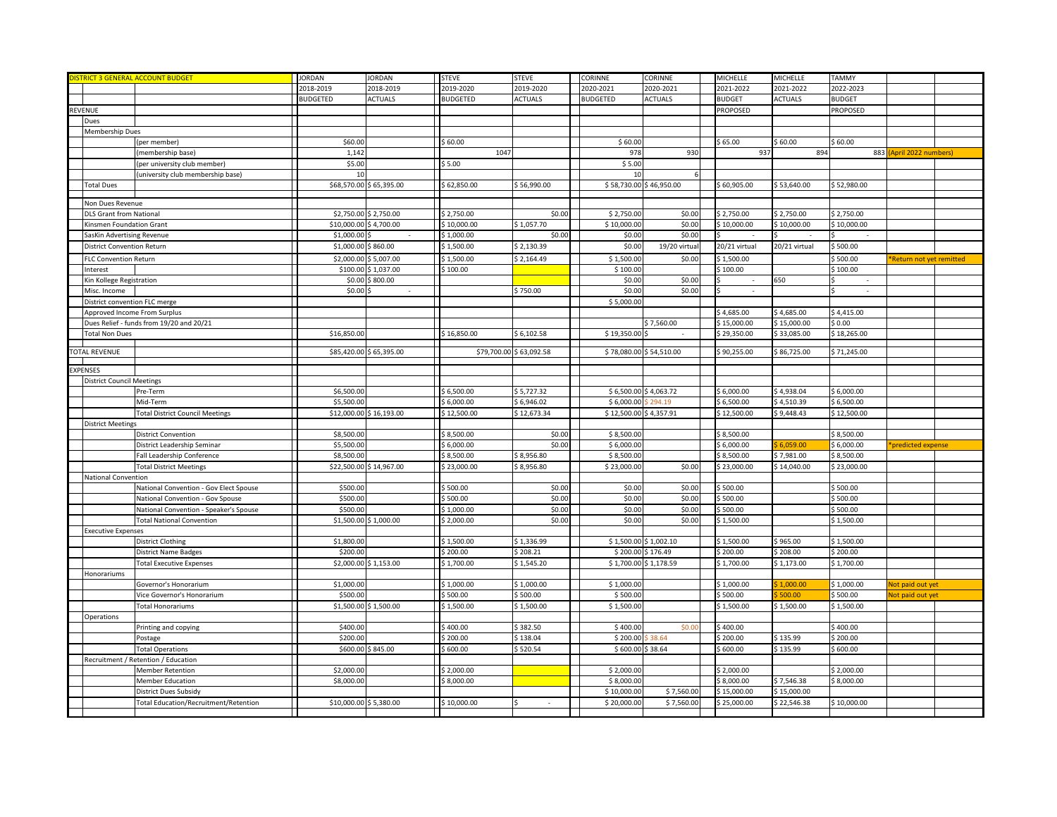| DISTRICT 3 GENERAL ACCOUNT BUDGET | | | JORDAN | JORDAN | STEVE | STEVE | CORINNE | CORINNE | MICHELLE | MICHELLE | TAMMY | | |
|---|---|---|---|---|---|---|---|---|---|---|---|---|---|
| | | | 2018-2019 | 2018-2019 | 2019-2020 | 2019-2020 | 2020-2021 | 2020-2021 | 2021-2022 | 2021-2022 | 2022-2023 | | |
| | | | BUDGETED | ACTUALS | BUDGETED | ACTUALS | BUDGETED | ACTUALS | BUDGET | ACTUALS | BUDGET | | |
| REVENUE | | | | | | | | | PROPOSED | | PROPOSED | | |
| | Dues | | | | | | | | | | | | |
| | Membership Dues | | | | | | | | | | | | |
| | | (per member) | $60.00 | | $ 60.00 | | $ 60.00 | | $ 65.00 | $ 60.00 | $ 60.00 | | |
| | | (membership base) | 1,142 | | 1047 | | 978 | 930 | 937 | 894 | 883 | (April 2022 numbers) | |
| | | (per university club member) | $5.00 | | $ 5.00 | | $ 5.00 | | | | | | |
| | | (university club membership base) | 10 | | | | 10 | 6 | | | | | |
| | Total Dues | | $68,570.00 | $ 65,395.00 | $ 62,850.00 | $ 56,990.00 | $ 58,730.00 | $ 46,950.00 | $ 60,905.00 | $ 53,640.00 | $ 52,980.00 | | |
| | | | | | | | | | | | | | |
| | Non Dues Revenue | | | | | | | | | | | | |
| | DLS Grant from National | | $2,750.00 | $ 2,750.00 | $ 2,750.00 | $0.00 | $ 2,750.00 | $0.00 | $ 2,750.00 | $ 2,750.00 | $ 2,750.00 | | |
| | Kinsmen Foundation Grant | | $10,000.00 | $ 4,700.00 | $ 10,000.00 | $ 1,057.70 | $ 10,000.00 | $0.00 | $ 10,000.00 | $ 10,000.00 | $ 10,000.00 | | |
| | SasKin Advertising Revenue | | $1,000.00 | $ - | $ 1,000.00 | $0.00 | $0.00 | $0.00 | $ - | $ - | $ - | | |
| | District Convention Return | | $1,000.00 | $ 860.00 | $ 1,500.00 | $ 2,130.39 | $0.00 | 19/20 virtual | 20/21 virtual | 20/21 virtual | $ 500.00 | | |
| | FLC Convention Return | | $2,000.00 | $ 5,007.00 | $ 1,500.00 | $ 2,164.49 | $ 1,500.00 | $0.00 | $ 1,500.00 | | $ 500.00 | *Return not yet remitted | |
| | Interest | | $100.00 | $ 1,037.00 | $ 100.00 | | $ 100.00 | | $ 100.00 | | $ 100.00 | | |
| | Kin Kollege Registration | | $0.00 | $ 800.00 | | | $0.00 | $0.00 | $ - | 650 | $ - | | |
| | Misc. Income | | $0.00 | $ - | | $ 750.00 | $0.00 | $0.00 | $ - | | $ - | | |
| | District convention FLC merge | | | | | | $ 5,000.00 | | | | | | |
| | Approved Income From Surplus | | | | | | | | $ 4,685.00 | $ 4,685.00 | $ 4,415.00 | | |
| | Dues Relief - funds from 19/20 and 20/21 | | | | | | | $ 7,560.00 | $ 15,000.00 | $ 15,000.00 | $ 0.00 | | |
| | Total Non Dues | | $16,850.00 | | $ 16,850.00 | $ 6,102.58 | $ 19,350.00 | $ - | $ 29,350.00 | $ 33,085.00 | $ 18,265.00 | | |
| | | | | | | | | | | | | | |
| TOTAL REVENUE | | | $85,420.00 | $ 65,395.00 | $79,700.00 | $ 63,092.58 | $ 78,080.00 | $ 54,510.00 | $ 90,255.00 | $ 86,725.00 | $ 71,245.00 | | |
| | | | | | | | | | | | | | |
| EXPENSES | | | | | | | | | | | | | |
| | District Council Meetings | | | | | | | | | | | | |
| | | Pre-Term | $6,500.00 | | $ 6,500.00 | $ 5,727.32 | $ 6,500.00 | $ 4,063.72 | $ 6,000.00 | $ 4,938.04 | $ 6,000.00 | | |
| | | Mid-Term | $5,500.00 | | $ 6,000.00 | $ 6,946.02 | $ 6,000.00 | $ 294.19 | $ 6,500.00 | $ 4,510.39 | $ 6,500.00 | | |
| | | Total District Council Meetings | $12,000.00 | $ 16,193.00 | $ 12,500.00 | $ 12,673.34 | $ 12,500.00 | $ 4,357.91 | $ 12,500.00 | $ 9,448.43 | $ 12,500.00 | | |
| | District Meetings | | | | | | | | | | | | |
| | | District Convention | $8,500.00 | | $ 8,500.00 | $0.00 | $ 8,500.00 | | $ 8,500.00 | | $ 8,500.00 | | |
| | | District Leadership Seminar | $5,500.00 | | $ 6,000.00 | $0.00 | $ 6,000.00 | | $ 6,000.00 | $ 6,059.00 | $ 6,000.00 | *predicted expense | |
| | | Fall Leadership Conference | $8,500.00 | | $ 8,500.00 | $ 8,956.80 | $ 8,500.00 | | $ 8,500.00 | $ 7,981.00 | $ 8,500.00 | | |
| | | Total District Meetings | $22,500.00 | $ 14,967.00 | $ 23,000.00 | $ 8,956.80 | $ 23,000.00 | $0.00 | $ 23,000.00 | $ 14,040.00 | $ 23,000.00 | | |
| | National Convention | | | | | | | | | | | | |
| | | National Convention - Gov Elect Spouse | $500.00 | | $ 500.00 | $0.00 | $0.00 | $0.00 | $ 500.00 | | $ 500.00 | | |
| | | National Convention - Gov Spouse | $500.00 | | $ 500.00 | $0.00 | $0.00 | $0.00 | $ 500.00 | | $ 500.00 | | |
| | | National Convention - Speaker's Spouse | $500.00 | | $ 1,000.00 | $0.00 | $0.00 | $0.00 | $ 500.00 | | $ 500.00 | | |
| | | Total National Convention | $1,500.00 | $ 1,000.00 | $ 2,000.00 | $0.00 | $0.00 | $0.00 | $ 1,500.00 | | $ 1,500.00 | | |
| | Executive Expenses | | | | | | | | | | | | |
| | | District Clothing | $1,800.00 | | $ 1,500.00 | $ 1,336.99 | $ 1,500.00 | $ 1,002.10 | $ 1,500.00 | $ 965.00 | $ 1,500.00 | | |
| | | District Name Badges | $200.00 | | $ 200.00 | $ 208.21 | $ 200.00 | $ 176.49 | $ 200.00 | $ 208.00 | $ 200.00 | | |
| | | Total Executive Expenses | $2,000.00 | $ 1,153.00 | $ 1,700.00 | $ 1,545.20 | $ 1,700.00 | $ 1,178.59 | $ 1,700.00 | $ 1,173.00 | $ 1,700.00 | | |
| | Honorariums | | | | | | | | | | | | |
| | | Governor's Honorarium | $1,000.00 | | $ 1,000.00 | $ 1,000.00 | $ 1,000.00 | | $ 1,000.00 | $ 1,000.00 | $ 1,000.00 | Not paid out yet | |
| | | Vice Governor's Honorarium | $500.00 | | $ 500.00 | $ 500.00 | $ 500.00 | | $ 500.00 | $ 500.00 | $ 500.00 | Not paid out yet | |
| | | Total Honorariums | $1,500.00 | $ 1,500.00 | $ 1,500.00 | $ 1,500.00 | $ 1,500.00 | | $ 1,500.00 | $ 1,500.00 | $ 1,500.00 | | |
| | Operations | | | | | | | | | | | | |
| | | Printing and copying | $400.00 | | $ 400.00 | $ 382.50 | $ 400.00 | $0.00 | $ 400.00 | | $ 400.00 | | |
| | | Postage | $200.00 | | $ 200.00 | $ 138.04 | $ 200.00 | $ 38.64 | $ 200.00 | $ 135.99 | $ 200.00 | | |
| | | Total Operations | $600.00 | $ 845.00 | $ 600.00 | $ 520.54 | $ 600.00 | $ 38.64 | $ 600.00 | $ 135.99 | $ 600.00 | | |
| | Recruitment / Retention / Education | | | | | | | | | | | | |
| | | Member Retention | $2,000.00 | | $ 2,000.00 | | $ 2,000.00 | | $ 2,000.00 | | $ 2,000.00 | | |
| | | Member Education | $8,000.00 | | $ 8,000.00 | | $ 8,000.00 | | $ 8,000.00 | $ 7,546.38 | $ 8,000.00 | | |
| | | District Dues Subsidy | | | | | $ 10,000.00 | $ 7,560.00 | $ 15,000.00 | $ 15,000.00 | | | |
| | | Total Education/Recruitment/Retention | $10,000.00 | $ 5,380.00 | $ 10,000.00 | $ - | $ 20,000.00 | $ 7,560.00 | $ 25,000.00 | $ 22,546.38 | $ 10,000.00 | | |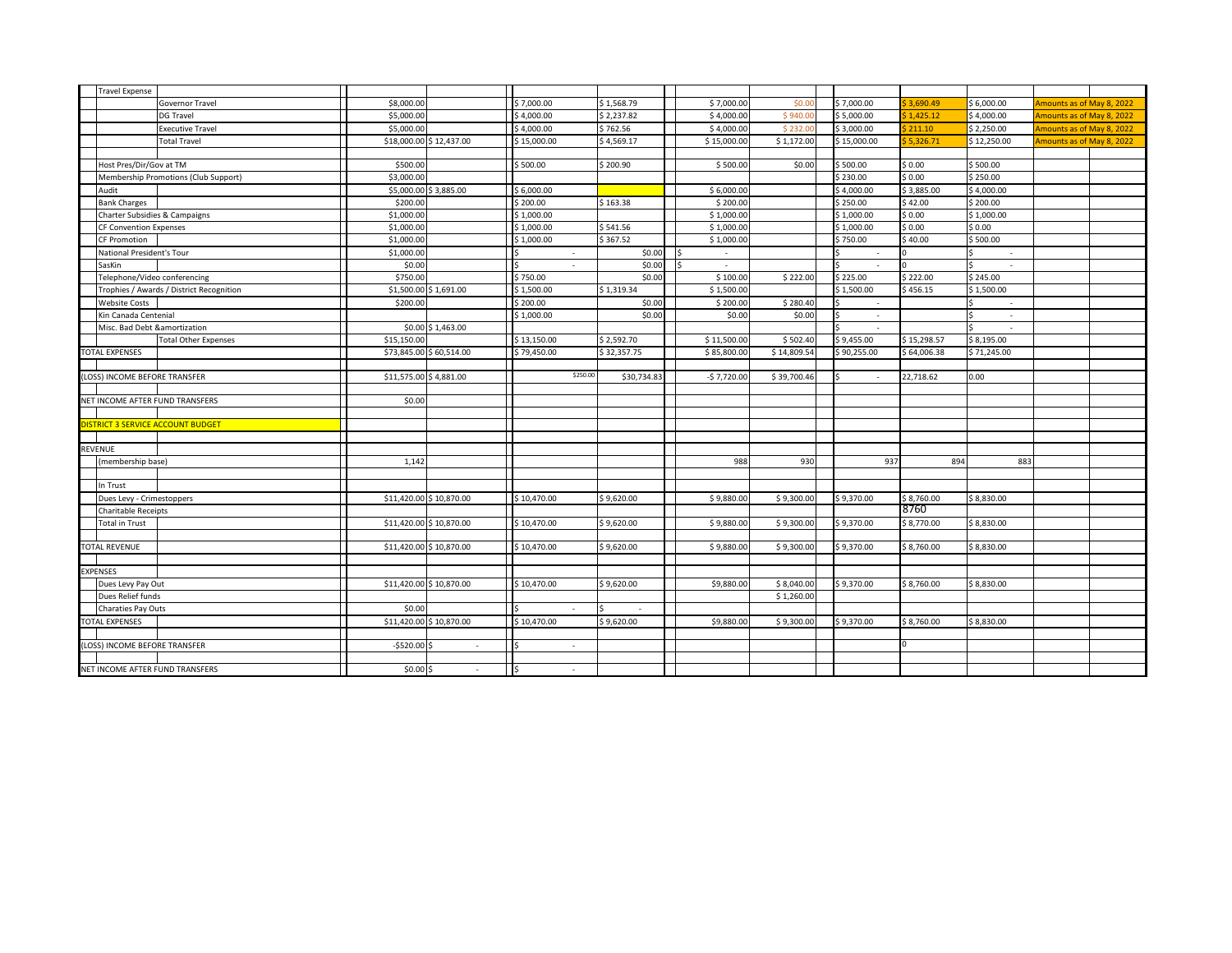| | | | | | | | | | | | | |
|---|---|---|---|---|---|---|---|---|---|---|---|---|
| Travel Expense | | | | | | | | | | | | |
| | Governor Travel | $8,000.00 | | $ 7,000.00 | $ 1,568.79 | $ 7,000.00 | $0.00 | $ 7,000.00 | $ 3,690.49 | $ 6,000.00 | Amounts as of May 8, 2022 | |
| | DG Travel | $5,000.00 | | $ 4,000.00 | $ 2,237.82 | $ 4,000.00 | $ 940.00 | $ 5,000.00 | $ 1,425.12 | $ 4,000.00 | Amounts as of May 8, 2022 | |
| | Executive Travel | $5,000.00 | | $ 4,000.00 | $ 762.56 | $ 4,000.00 | $ 232.00 | $ 3,000.00 | $ 211.10 | $ 2,250.00 | Amounts as of May 8, 2022 | |
| | Total Travel | $18,000.00 | $ 12,437.00 | $ 15,000.00 | $ 4,569.17 | $ 15,000.00 | $ 1,172.00 | $ 15,000.00 | $ 5,326.71 | $ 12,250.00 | Amounts as of May 8, 2022 | |
| | | | | | | | | | | | | |
| Host Pres/Dir/Gov at TM | | $500.00 | | $ 500.00 | $ 200.90 | $ 500.00 | $0.00 | $ 500.00 | $ 0.00 | $ 500.00 | | |
| Membership Promotions (Club Support) | | $3,000.00 | | | | | | $ 230.00 | $ 0.00 | $ 250.00 | | |
| Audit | | $5,000.00 | $ 3,885.00 | $ 6,000.00 | | $ 6,000.00 | | $ 4,000.00 | $ 3,885.00 | $ 4,000.00 | | |
| Bank Charges | | $200.00 | | $ 200.00 | $ 163.38 | $ 200.00 | | $ 250.00 | $ 42.00 | $ 200.00 | | |
| Charter Subsidies & Campaigns | | $1,000.00 | | $ 1,000.00 | | $ 1,000.00 | | $ 1,000.00 | $ 0.00 | $ 1,000.00 | | |
| CF Convention Expenses | | $1,000.00 | | $ 1,000.00 | $ 541.56 | $ 1,000.00 | | $ 1,000.00 | $ 0.00 | $ 0.00 | | |
| CF Promotion | | $1,000.00 | | $ 1,000.00 | $ 367.52 | $ 1,000.00 | | $ 750.00 | $ 40.00 | $ 500.00 | | |
| National President's Tour | | $1,000.00 | | $ - | $0.00 | $ - | | $ - | 0 | $ - | | |
| SasKin | | $0.00 | | $ - | $0.00 | $ - | | $ - | 0 | $ - | | |
| Telephone/Video conferencing | | $750.00 | | $ 750.00 | $0.00 | $ 100.00 | $ 222.00 | $ 225.00 | $ 222.00 | $ 245.00 | | |
| Trophies / Awards / District Recognition | | $1,500.00 | $ 1,691.00 | $ 1,500.00 | $ 1,319.34 | $ 1,500.00 | | $ 1,500.00 | $ 456.15 | $ 1,500.00 | | |
| Website Costs | | $200.00 | | $ 200.00 | $0.00 | $ 200.00 | $ 280.40 | $ - | | $ - | | |
| Kin Canada Centenial | | | | $ 1,000.00 | $0.00 | $0.00 | $0.00 | $ - | | $ - | | |
| Misc. Bad Debt &amortization | | $0.00 | $ 1,463.00 | | | | | $ - | | $ - | | |
| | Total Other Expenses | $15,150.00 | | $ 13,150.00 | $ 2,592.70 | $ 11,500.00 | $ 502.40 | $ 9,455.00 | $ 15,298.57 | $ 8,195.00 | | |
| TOTAL EXPENSES | | $73,845.00 | $ 60,514.00 | $ 79,450.00 | $ 32,357.75 | $ 85,800.00 | $ 14,809.54 | $ 90,255.00 | $ 64,006.38 | $ 71,245.00 | | |
| | | | | | | | | | | | | |
| (LOSS) INCOME BEFORE TRANSFER | | $11,575.00 | $ 4,881.00 | $250.00 | $30,734.83 | -$ 7,720.00 | $ 39,700.46 | $ - | 22,718.62 | 0.00 | | |
| | | | | | | | | | | | | |
| NET INCOME AFTER FUND TRANSFERS | | $0.00 | | | | | | | | | | |
| | | | | | | | | | | | | |
| DISTRICT 3 SERVICE ACCOUNT BUDGET | | | | | | | | | | | | |
| | | | | | | | | | | | | |
| REVENUE | | | | | | | | | | | | |
| (membership base) | | 1,142 | | | | 988 | 930 | 937 | 894 | 883 | | |
| | | | | | | | | | | | | |
| In Trust | | | | | | | | | | | | |
| Dues Levy - Crimestoppers | | $11,420.00 | $ 10,870.00 | $ 10,470.00 | $ 9,620.00 | $ 9,880.00 | $ 9,300.00 | $ 9,370.00 | $ 8,760.00 | $ 8,830.00 | | |
| Charitable Receipts | | | | | | | | | 8760 | | | |
| Total in Trust | | $11,420.00 | $ 10,870.00 | $ 10,470.00 | $ 9,620.00 | $ 9,880.00 | $ 9,300.00 | $ 9,370.00 | $ 8,770.00 | $ 8,830.00 | | |
| | | | | | | | | | | | | |
| TOTAL REVENUE | | $11,420.00 | $ 10,870.00 | $ 10,470.00 | $ 9,620.00 | $ 9,880.00 | $ 9,300.00 | $ 9,370.00 | $ 8,760.00 | $ 8,830.00 | | |
| | | | | | | | | | | | | |
| EXPENSES | | | | | | | | | | | | |
| Dues Levy Pay Out | | $11,420.00 | $ 10,870.00 | $ 10,470.00 | $ 9,620.00 | $9,880.00 | $ 8,040.00 | $ 9,370.00 | $ 8,760.00 | $ 8,830.00 | | |
| Dues Relief funds | | | | | | | $ 1,260.00 | | | | | |
| Charaties Pay Outs | | $0.00 | | $ - | $ - | | | | | | | |
| TOTAL EXPENSES | | $11,420.00 | $ 10,870.00 | $ 10,470.00 | $ 9,620.00 | $9,880.00 | $ 9,300.00 | $ 9,370.00 | $ 8,760.00 | $ 8,830.00 | | |
| | | | | | | | | | | | | |
| (LOSS) INCOME BEFORE TRANSFER | | -$520.00 | $ - | $ - | | | | | 0 | | | |
| | | | | | | | | | | | | |
| NET INCOME AFTER FUND TRANSFERS | | $0.00 | $ - | $ - | | | | | | | | |